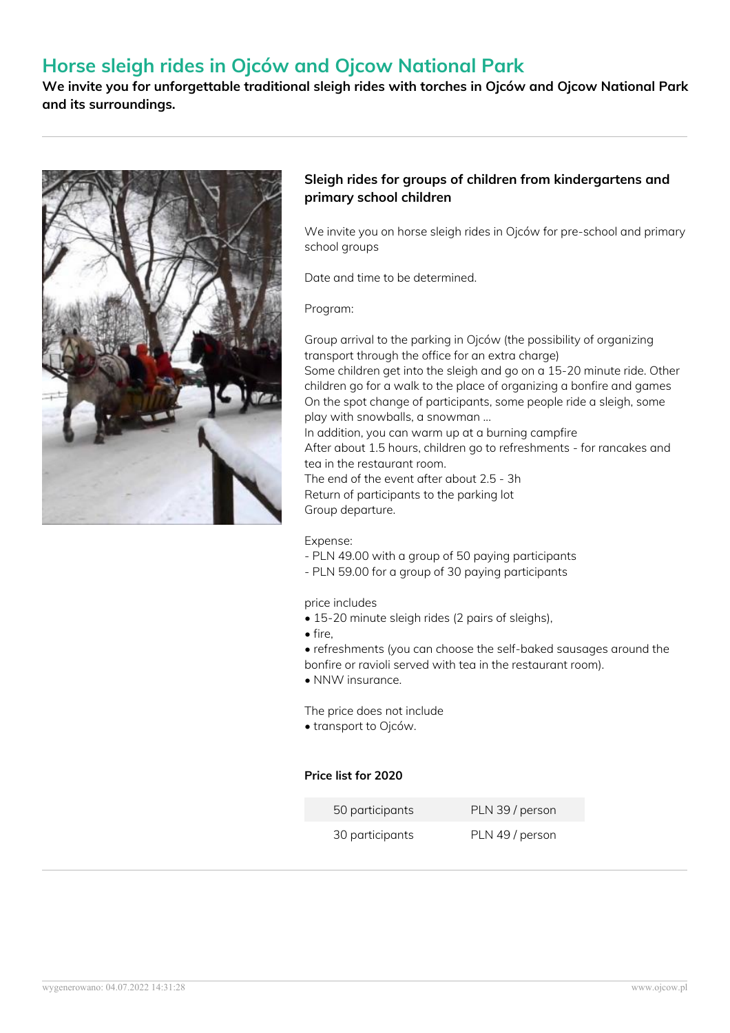# Horse sleigh rides in Ojców and Ojcow National Park

**We invite you for unforgettable traditional sleigh rides with torches in Ojców and Ojcow National Park and its surroundings.**

## Sleigh rides for groups of children from kindergartens and primary school children

We invite you on horse sleigh rides in Ojców for pre-school and primary school groups

Date and time to be determined.

Program:

Group arrival to the parking in Ojców (the possibility of organizing transport through the office for an extra charge)
Some children get into the sleigh and go on a 15-20 minute ride. Other children go for a walk to the place of organizing a bonfire and games
On the spot change of participants, some people ride a sleigh, some play with snowballs, a snowman ...
In addition, you can warm up at a burning campfire
After about 1.5 hours, children go to refreshments - for rancakes and tea in the restaurant room.
The end of the event after about 2.5 - 3h
Return of participants to the parking lot
Group departure.

Expense:
- PLN 49.00 with a group of 50 paying participants
- PLN 59.00 for a group of 30 paying participants

price includes
- 15-20 minute sleigh rides (2 pairs of sleighs),
- fire,
- refreshments (you can choose the self-baked sausages around the bonfire or ravioli served with tea in the restaurant room).
- NNW insurance.

The price does not include
- transport to Ojców.

#### Price list for 2020

| | |
|---|---|
| 50 participants | PLN 39 / person |
| 30 participants | PLN 49 / person |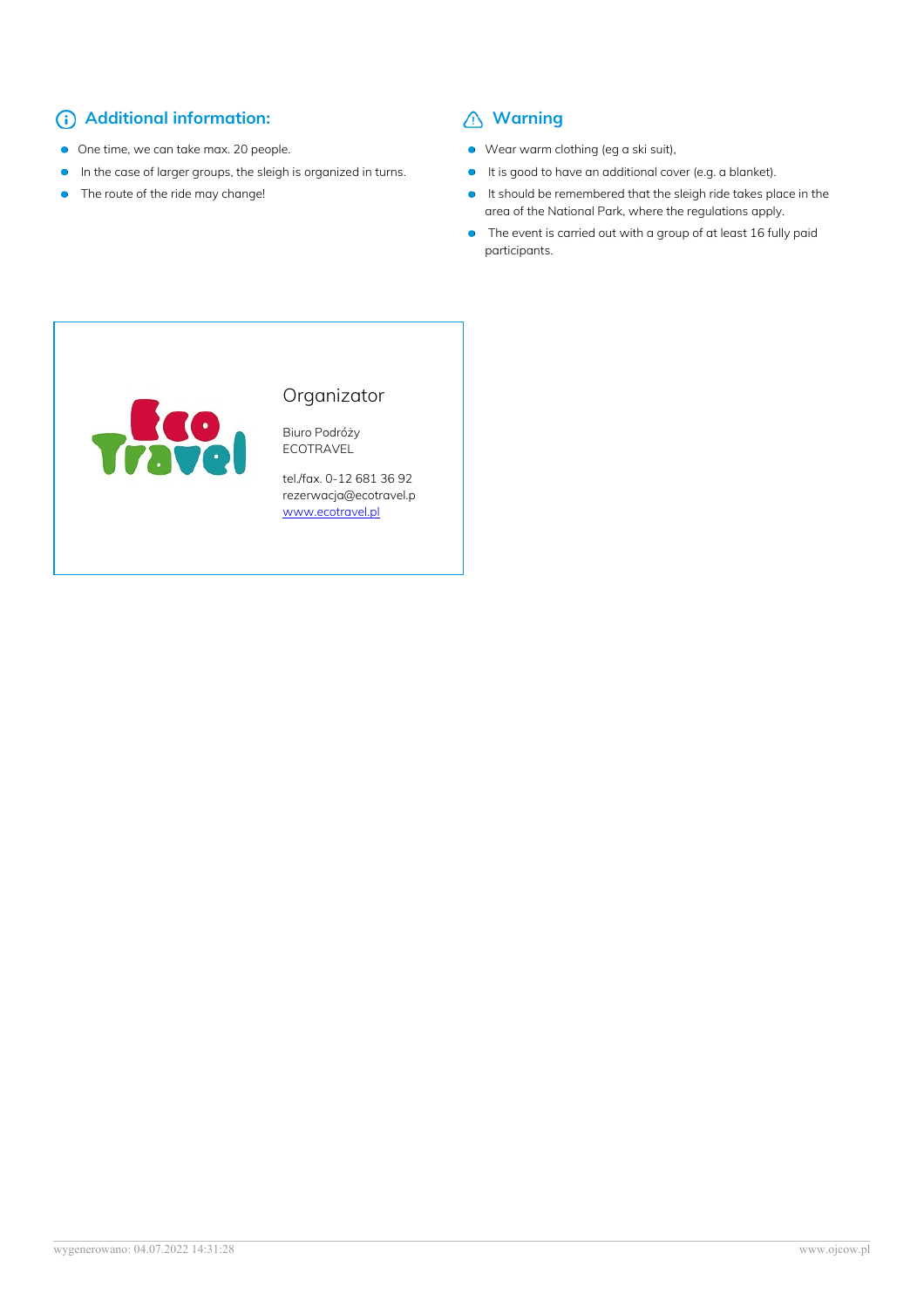## Additional information:

- One time, we can take max. 20 people.
- In the case of larger groups, the sleigh is organized in turns.
- The route of the ride may change!

## Warning

- Wear warm clothing (eg a ski suit),
- It is good to have an additional cover (e.g. a blanket).
- It should be remembered that the sleigh ride takes place in the area of the National Park, where the regulations apply.
- The event is carried out with a group of at least 16 fully paid participants.

### Organizator

Biuro Podróży
ECOTRAVEL

tel./fax. 0-12 681 36 92
rezerwacja@ecotravel.p
www.ecotravel.pl

wygenerowano: 04.07.2022 14:31:28

www.ojcow.pl